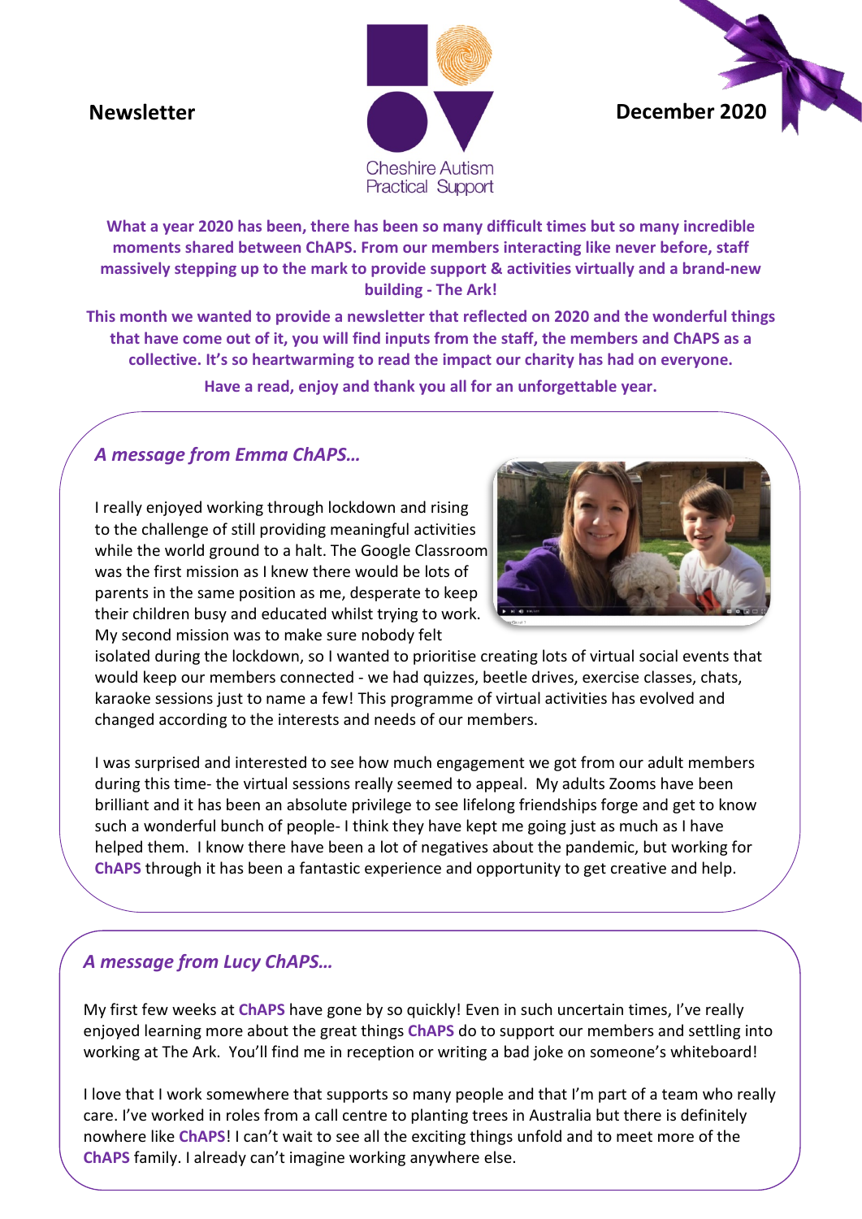**Newsletter**

Cheshire Autism Practical Support

**December 2020**

**What a year 2020 has been, there has been so many difficult times but so many incredible moments shared between ChAPS. From our members interacting like never before, staff massively stepping up to the mark to provide support & activities virtually and a brand-new building - The Ark!**

**This month we wanted to provide a newsletter that reflected on 2020 and the wonderful things that have come out of it, you will find inputs from the staff, the members and ChAPS as a collective. It's so heartwarming to read the impact our charity has had on everyone.**

**Have a read, enjoy and thank you all for an unforgettable year.**

## *A message from Emma ChAPS…*

I really enjoyed working through lockdown and rising to the challenge of still providing meaningful activities while the world ground to a halt. The Google Classroom was the first mission as I knew there would be lots of parents in the same position as me, desperate to keep their children busy and educated whilst trying to work. My second mission was to make sure nobody felt isolated during the lockdown, so I wanted to prioritise creating lots of virtual social events that would keep our members connected - we had quizzes, beetle drives, exercise classes, chats, karaoke sessions just to name a few! This programme of virtual activities has evolved and changed according to the interests and needs of our members.

I was surprised and interested to see how much engagement we got from our adult members during this time- the virtual sessions really seemed to appeal. My adults Zooms have been brilliant and it has been an absolute privilege to see lifelong friendships forge and get to know such a wonderful bunch of people- I think they have kept me going just as much as I have helped them. I know there have been a lot of negatives about the pandemic, but working for **ChAPS** through it has been a fantastic experience and opportunity to get creative and help.

## *A message from Lucy ChAPS…*

My first few weeks at **ChAPS** have gone by so quickly! Even in such uncertain times, I've really enjoyed learning more about the great things **ChAPS** do to support our members and settling into working at The Ark. You'll find me in reception or writing a bad joke on someone's whiteboard!

I love that I work somewhere that supports so many people and that I'm part of a team who really care. I've worked in roles from a call centre to planting trees in Australia but there is definitely nowhere like **ChAPS**! I can't wait to see all the exciting things unfold and to meet more of the **ChAPS** family. I already can't imagine working anywhere else.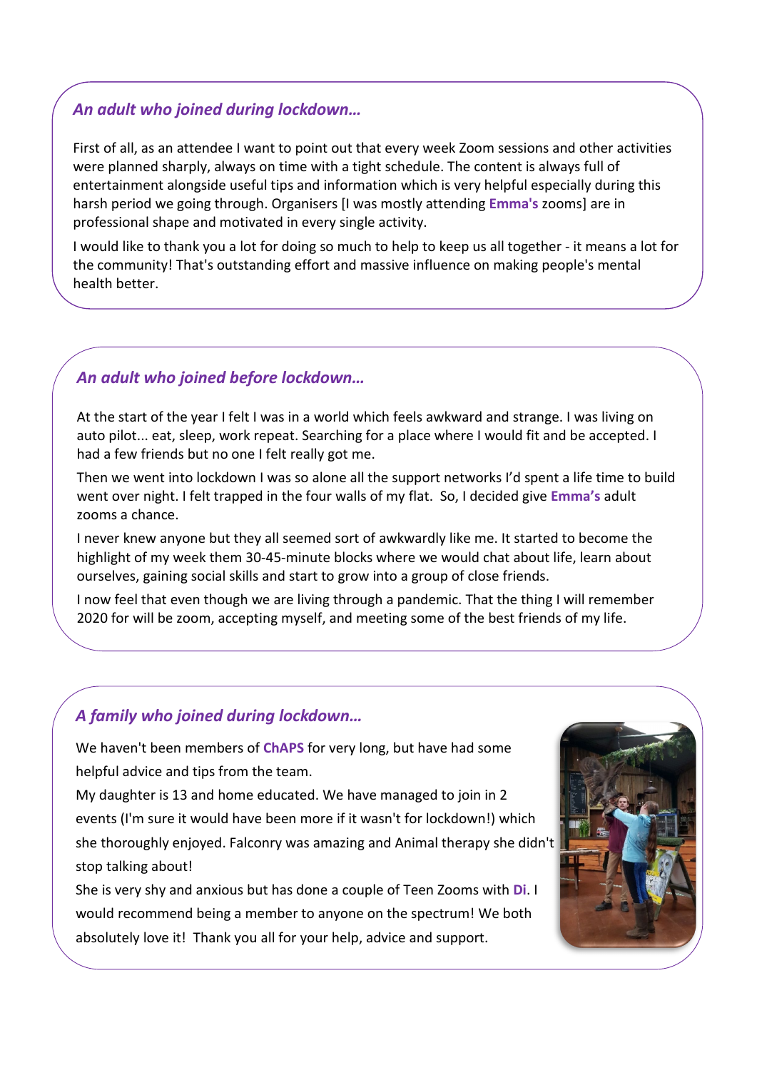## *An adult who joined during lockdown…*

First of all, as an attendee I want to point out that every week Zoom sessions and other activities were planned sharply, always on time with a tight schedule. The content is always full of entertainment alongside useful tips and information which is very helpful especially during this harsh period we going through. Organisers [I was mostly attending **Emma's** zooms] are in professional shape and motivated in every single activity.

I would like to thank you a lot for doing so much to help to keep us all together - it means a lot for the community! That's outstanding effort and massive influence on making people's mental health better.

## *An adult who joined before lockdown…*

At the start of the year I felt I was in a world which feels awkward and strange. I was living on auto pilot... eat, sleep, work repeat. Searching for a place where I would fit and be accepted. I had a few friends but no one I felt really got me.

Then we went into lockdown I was so alone all the support networks I'd spent a life time to build went over night. I felt trapped in the four walls of my flat. So, I decided give **Emma's** adult zooms a chance.

I never knew anyone but they all seemed sort of awkwardly like me. It started to become the highlight of my week them 30-45-minute blocks where we would chat about life, learn about ourselves, gaining social skills and start to grow into a group of close friends.

I now feel that even though we are living through a pandemic. That the thing I will remember 2020 for will be zoom, accepting myself, and meeting some of the best friends of my life.

## *A family who joined during lockdown…*

We haven't been members of **ChAPS** for very long, but have had some helpful advice and tips from the team.

My daughter is 13 and home educated. We have managed to join in 2 events (I'm sure it would have been more if it wasn't for lockdown!) which she thoroughly enjoyed. Falconry was amazing and Animal therapy she didn't stop talking about!

She is very shy and anxious but has done a couple of Teen Zooms with **Di**. I would recommend being a member to anyone on the spectrum! We both absolutely love it! Thank you all for your help, advice and support.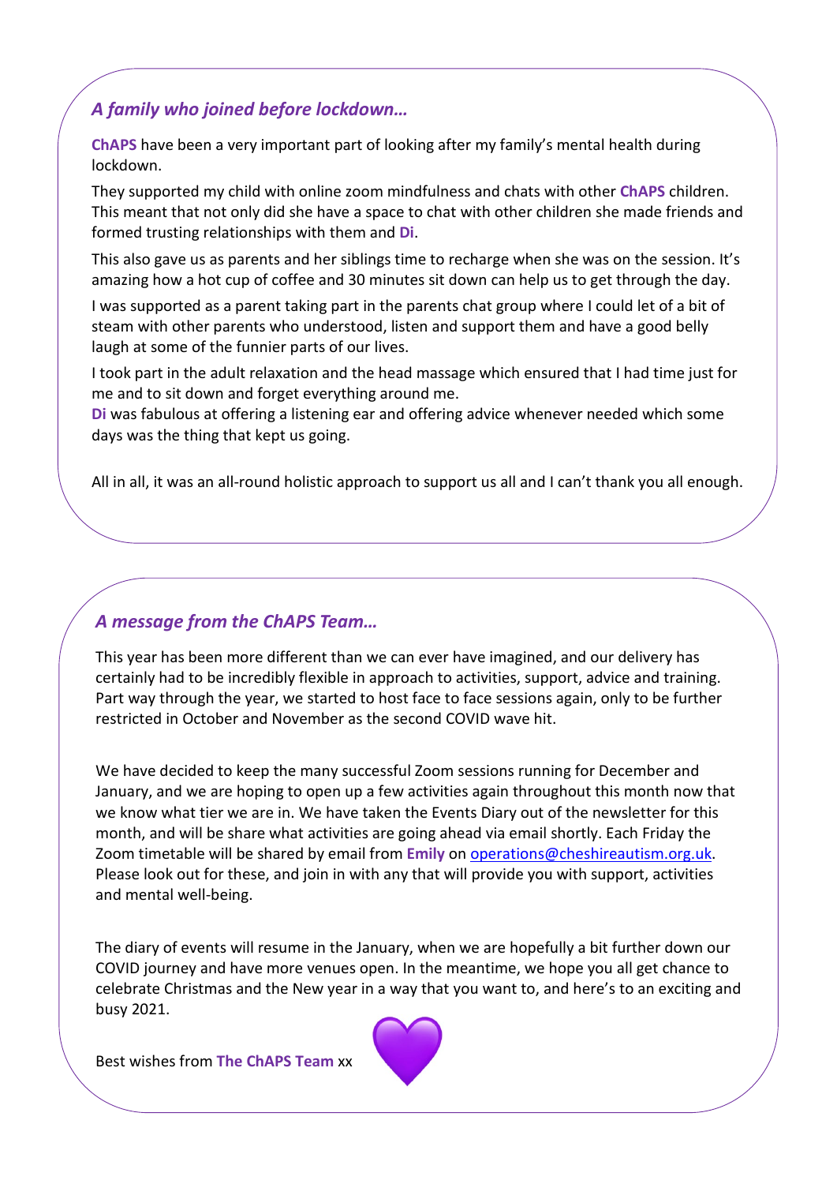## *A family who joined before lockdown…*

**ChAPS** have been a very important part of looking after my family's mental health during lockdown.

They supported my child with online zoom mindfulness and chats with other **ChAPS** children. This meant that not only did she have a space to chat with other children she made friends and formed trusting relationships with them and **Di**.

This also gave us as parents and her siblings time to recharge when she was on the session. It's amazing how a hot cup of coffee and 30 minutes sit down can help us to get through the day.

I was supported as a parent taking part in the parents chat group where I could let of a bit of steam with other parents who understood, listen and support them and have a good belly laugh at some of the funnier parts of our lives.

I took part in the adult relaxation and the head massage which ensured that I had time just for me and to sit down and forget everything around me.

**Di** was fabulous at offering a listening ear and offering advice whenever needed which some days was the thing that kept us going.

All in all, it was an all-round holistic approach to support us all and I can't thank you all enough.

## *A message from the ChAPS Team…*

This year has been more different than we can ever have imagined, and our delivery has certainly had to be incredibly flexible in approach to activities, support, advice and training. Part way through the year, we started to host face to face sessions again, only to be further restricted in October and November as the second COVID wave hit.

We have decided to keep the many successful Zoom sessions running for December and January, and we are hoping to open up a few activities again throughout this month now that we know what tier we are in. We have taken the Events Diary out of the newsletter for this month, and will be share what activities are going ahead via email shortly. Each Friday the Zoom timetable will be shared by email from **Emily** on operations@cheshireautism.org.uk. Please look out for these, and join in with any that will provide you with support, activities and mental well-being.

The diary of events will resume in the January, when we are hopefully a bit further down our COVID journey and have more venues open. In the meantime, we hope you all get chance to celebrate Christmas and the New year in a way that you want to, and here's to an exciting and busy 2021.

Best wishes from **The ChAPS Team** xx 💜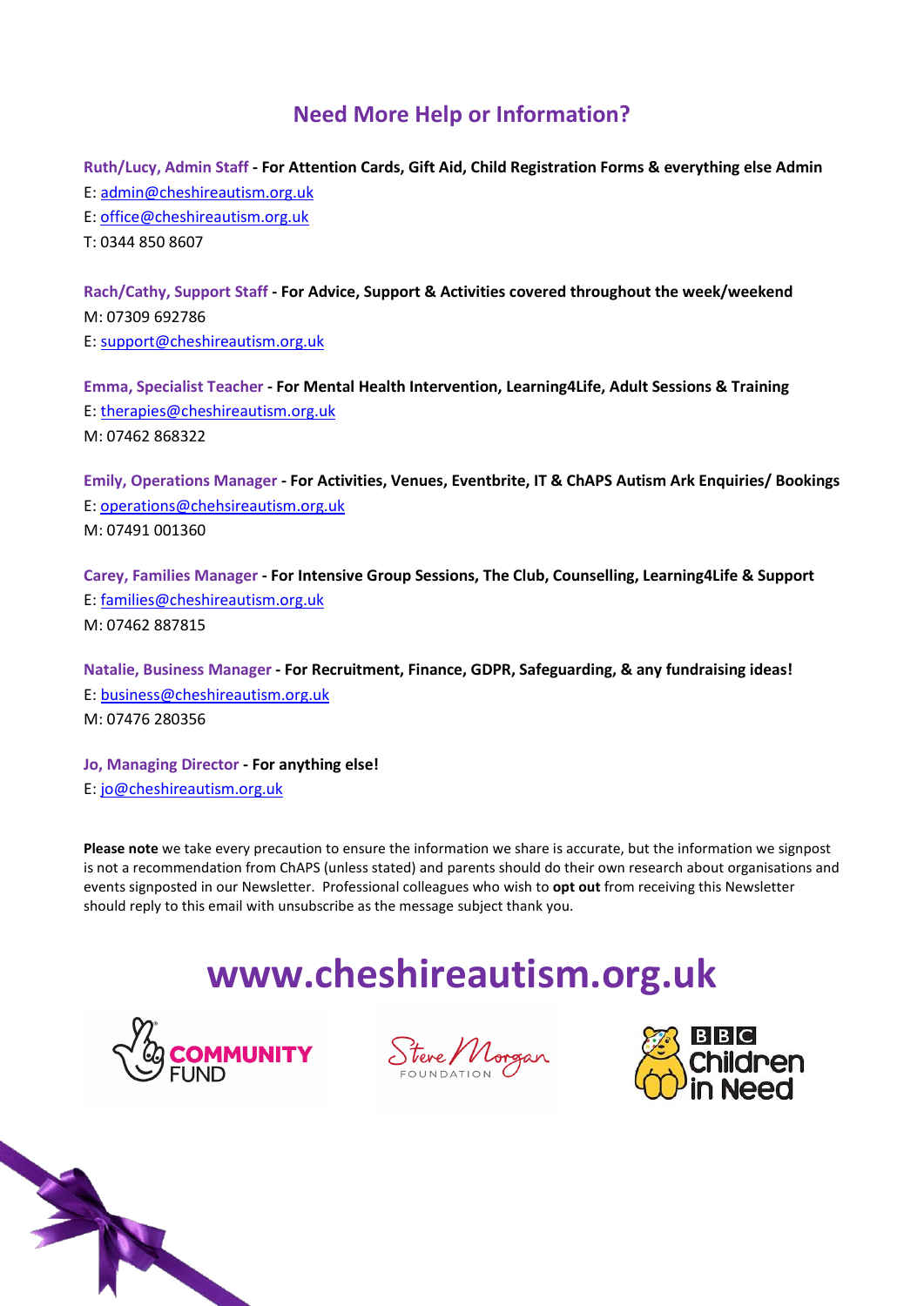## Need More Help or Information?

**Ruth/Lucy, Admin Staff - For Attention Cards, Gift Aid, Child Registration Forms & everything else Admin**
E: admin@cheshireautism.org.uk
E: office@cheshireautism.org.uk
T: 0344 850 8607

**Rach/Cathy, Support Staff - For Advice, Support & Activities covered throughout the week/weekend**
M: 07309 692786
E: support@cheshireautism.org.uk

**Emma, Specialist Teacher - For Mental Health Intervention, Learning4Life, Adult Sessions & Training**
E: therapies@cheshireautism.org.uk
M: 07462 868322

**Emily, Operations Manager - For Activities, Venues, Eventbrite, IT & ChAPS Autism Ark Enquiries/ Bookings**
E: operations@chehsireautism.org.uk
M: 07491 001360

**Carey, Families Manager - For Intensive Group Sessions, The Club, Counselling, Learning4Life & Support**
E: families@cheshireautism.org.uk
M: 07462 887815

**Natalie, Business Manager - For Recruitment, Finance, GDPR, Safeguarding, & any fundraising ideas!**
E: business@cheshireautism.org.uk
M: 07476 280356

**Jo, Managing Director - For anything else!**
E: jo@cheshireautism.org.uk

**Please note** we take every precaution to ensure the information we share is accurate, but the information we signpost is not a recommendation from ChAPS (unless stated) and parents should do their own research about organisations and events signposted in our Newsletter. Professional colleagues who wish to **opt out** from receiving this Newsletter should reply to this email with unsubscribe as the message subject thank you.

# www.cheshireautism.org.uk

COMMUNITY FUND

Steve Morgan FOUNDATION

BBC Children in Need